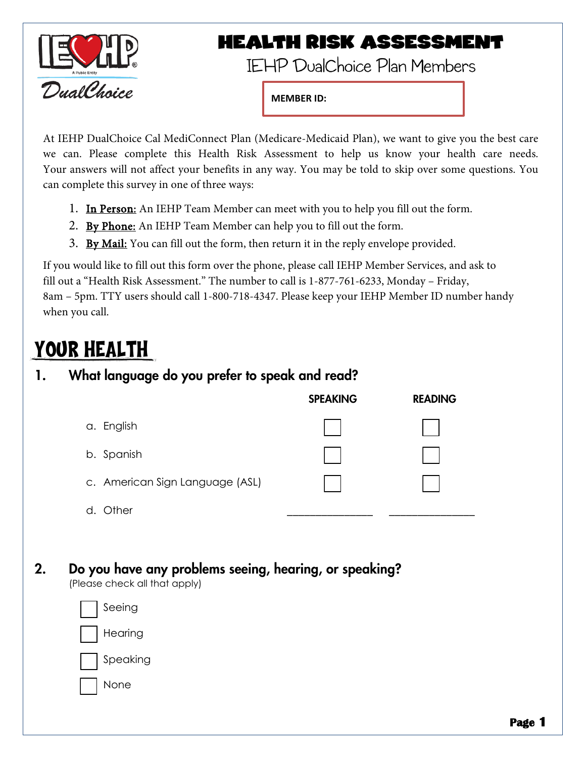# HEALTH RISK ASSESSMENT

## IEHP DualChoice Plan Members

**MEMBER ID:**

At IEHP DualChoice Cal MediConnect Plan (Medicare-Medicaid Plan), we want to give you the best care we can. Please complete this Health Risk Assessment to help us know your health care needs. Your answers will not affect your benefits in any way. You may be told to skip over some questions. You can complete this survey in one of three ways:

1. **In Person:** An IEHP Team Member can meet with you to help you fill out the form.
2. **By Phone:** An IEHP Team Member can help you to fill out the form.
3. **By Mail:** You can fill out the form, then return it in the reply envelope provided.

If you would like to fill out this form over the phone, please call IEHP Member Services, and ask to fill out a "Health Risk Assessment." The number to call is 1-877-761-6233, Monday – Friday, 8am – 5pm. TTY users should call 1-800-718-4347. Please keep your IEHP Member ID number handy when you call.

# YOUR HEALTH

### 1. What language do you prefer to speak and read?

| | SPEAKING | READING |
|---|---|---|
| a. English | ☐ | ☐ |
| b. Spanish | ☐ | ☐ |
| c. American Sign Language (ASL) | ☐ | ☐ |
| d. Other | _______________ | _______________ |

### 2. Do you have any problems seeing, hearing, or speaking?

(Please check all that apply)

- ☐ Seeing
- ☐ Hearing
- ☐ Speaking
- ☐ None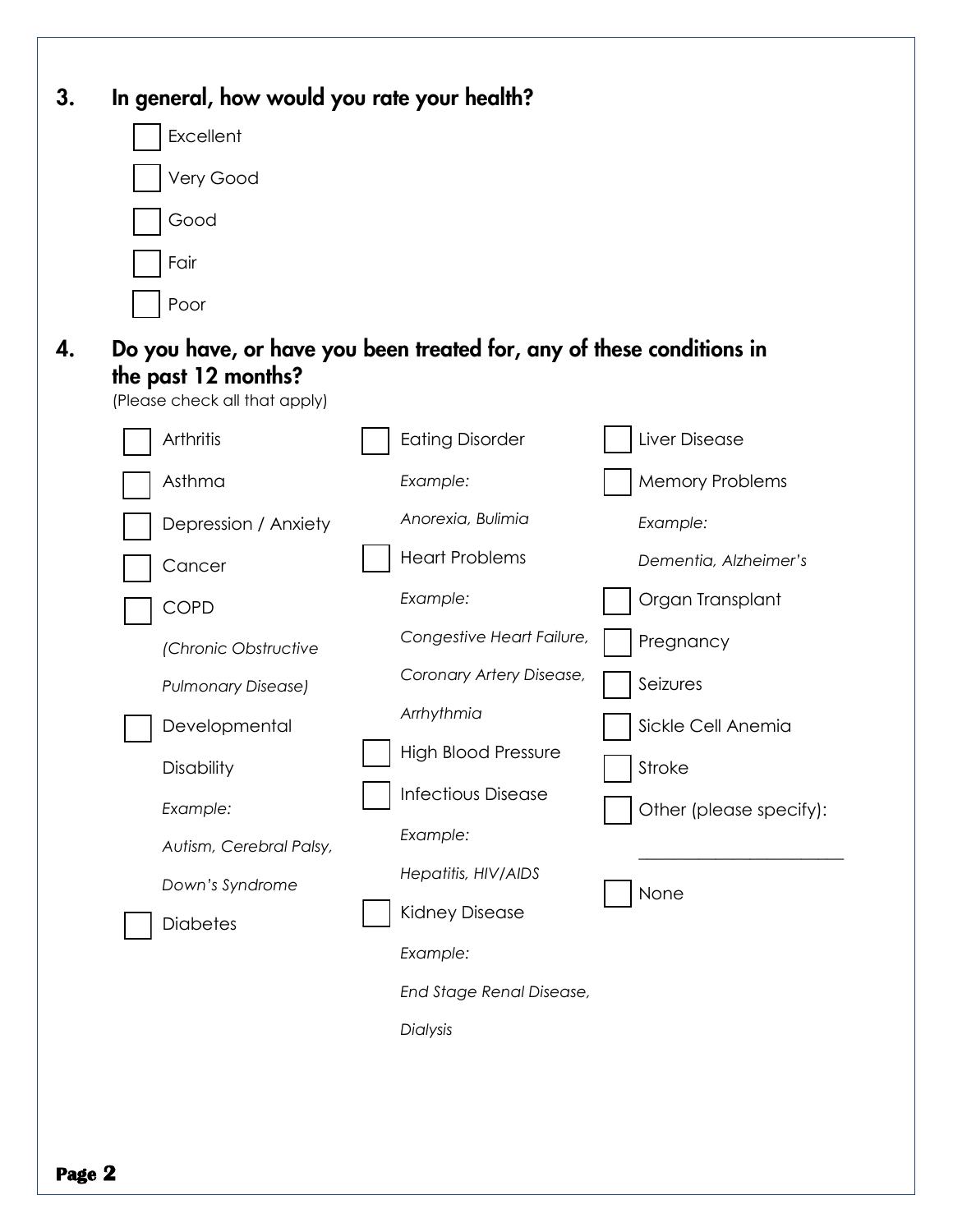**3. In general, how would you rate your health?**

- [ ] Excellent
- [ ] Very Good
- [ ] Good
- [ ] Fair
- [ ] Poor

**4. Do you have, or have you been treated for, any of these conditions in the past 12 months?**

(Please check all that apply)

- [ ] Arthritis
- [ ] Asthma
- [ ] Depression / Anxiety
- [ ] Cancer
- [ ] COPD *(Chronic Obstructive Pulmonary Disease)*
- [ ] Developmental Disability
  *Example:* *Autism, Cerebral Palsy, Down's Syndrome*
- [ ] Diabetes
- [ ] Eating Disorder
  *Example:* *Anorexia, Bulimia*
- [ ] Heart Problems
  *Example:* *Congestive Heart Failure, Coronary Artery Disease, Arrhythmia*
- [ ] High Blood Pressure
- [ ] Infectious Disease
  *Example:* *Hepatitis, HIV/AIDS*
- [ ] Kidney Disease
  *Example:* *End Stage Renal Disease, Dialysis*
- [ ] Liver Disease
- [ ] Memory Problems
  *Example:* *Dementia, Alzheimer's*
- [ ] Organ Transplant
- [ ] Pregnancy
- [ ] Seizures
- [ ] Sickle Cell Anemia
- [ ] Stroke
- [ ] Other (please specify): ________________________
- [ ] None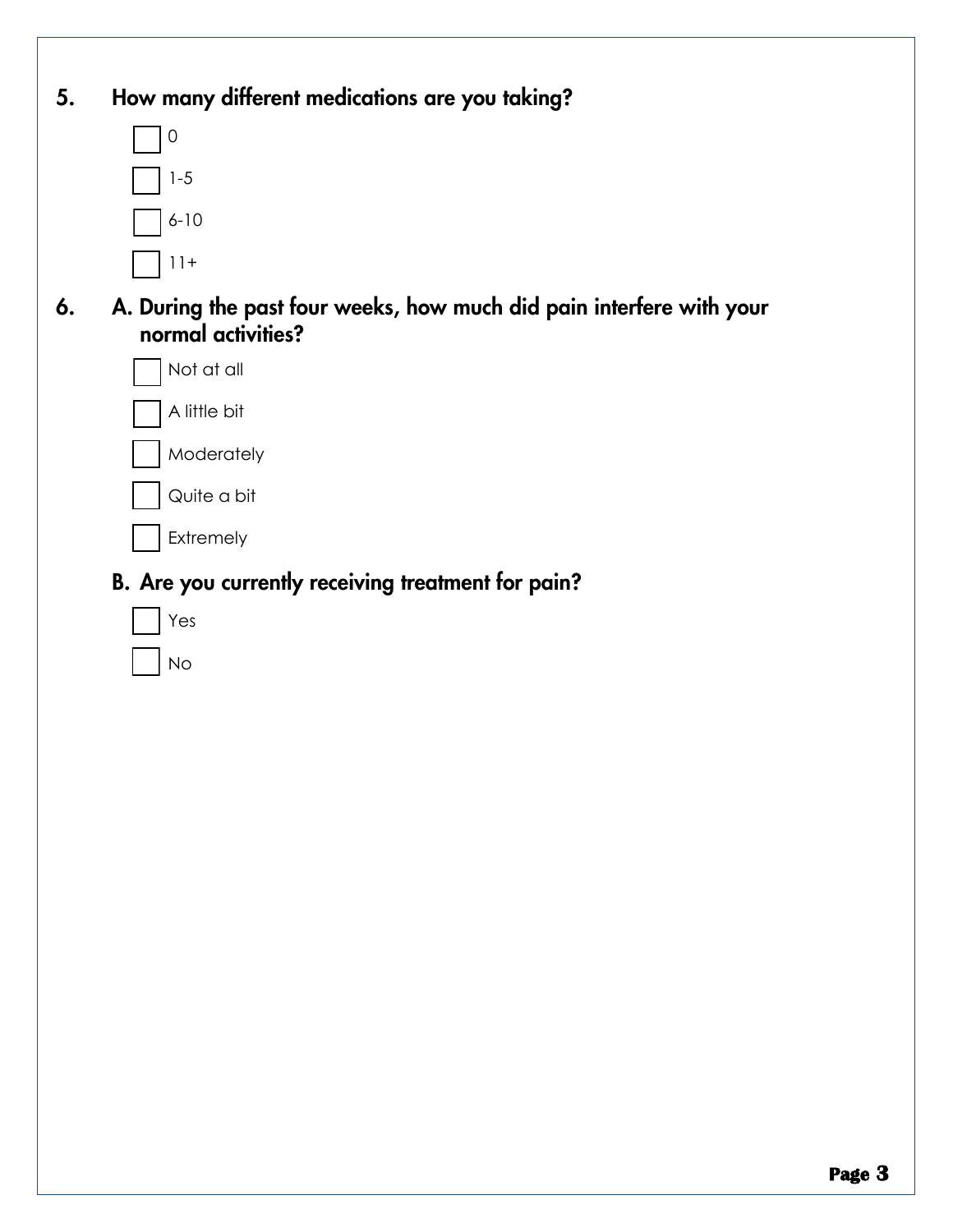**5. How many different medications are you taking?**

- ☐ 0
- ☐ 1-5
- ☐ 6-10
- ☐ 11+

**6. A. During the past four weeks, how much did pain interfere with your normal activities?**

- ☐ Not at all
- ☐ A little bit
- ☐ Moderately
- ☐ Quite a bit
- ☐ Extremely

**B. Are you currently receiving treatment for pain?**

- ☐ Yes
- ☐ No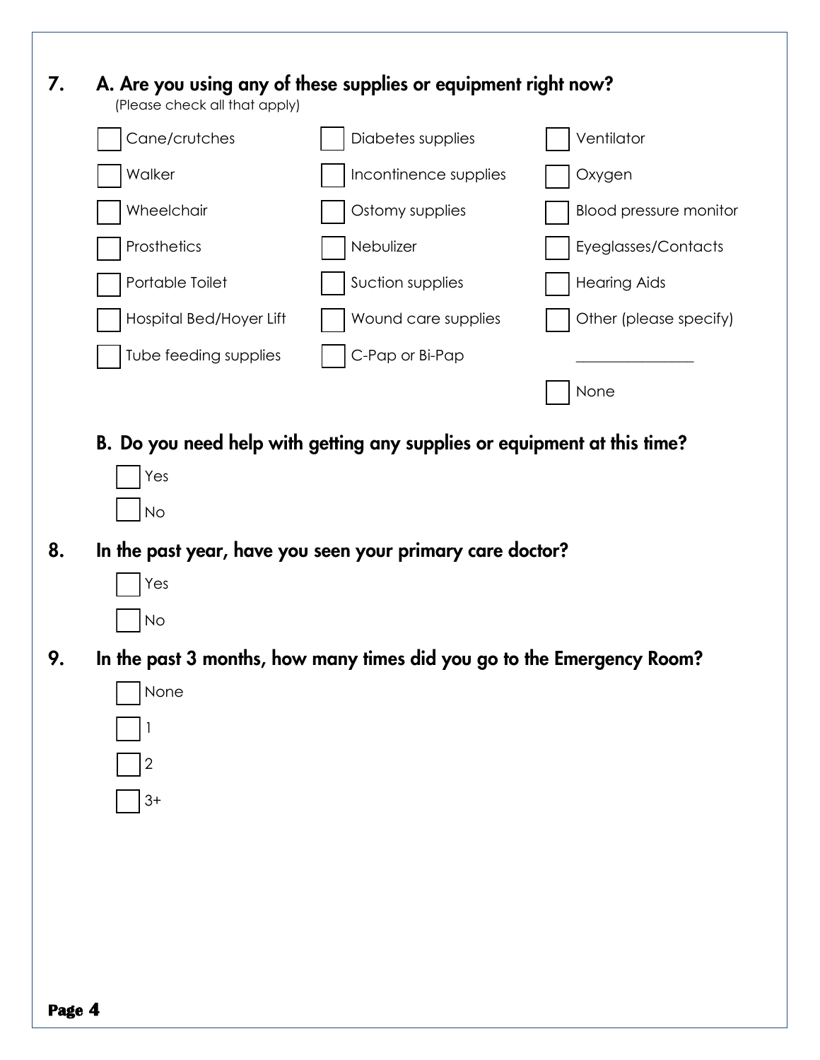**7. A. Are you using any of these supplies or equipment right now?**

(Please check all that apply)

- ☐ Cane/crutches
- ☐ Walker
- ☐ Wheelchair
- ☐ Prosthetics
- ☐ Portable Toilet
- ☐ Hospital Bed/Hoyer Lift
- ☐ Tube feeding supplies
- ☐ Diabetes supplies
- ☐ Incontinence supplies
- ☐ Ostomy supplies
- ☐ Nebulizer
- ☐ Suction supplies
- ☐ Wound care supplies
- ☐ C-Pap or Bi-Pap
- ☐ Ventilator
- ☐ Oxygen
- ☐ Blood pressure monitor
- ☐ Eyeglasses/Contacts
- ☐ Hearing Aids
- ☐ Other (please specify) _______________
- ☐ None

**B. Do you need help with getting any supplies or equipment at this time?**

- ☐ Yes
- ☐ No

**8. In the past year, have you seen your primary care doctor?**

- ☐ Yes
- ☐ No

**9. In the past 3 months, how many times did you go to the Emergency Room?**

- ☐ None
- ☐ 1
- ☐ 2
- ☐ 3+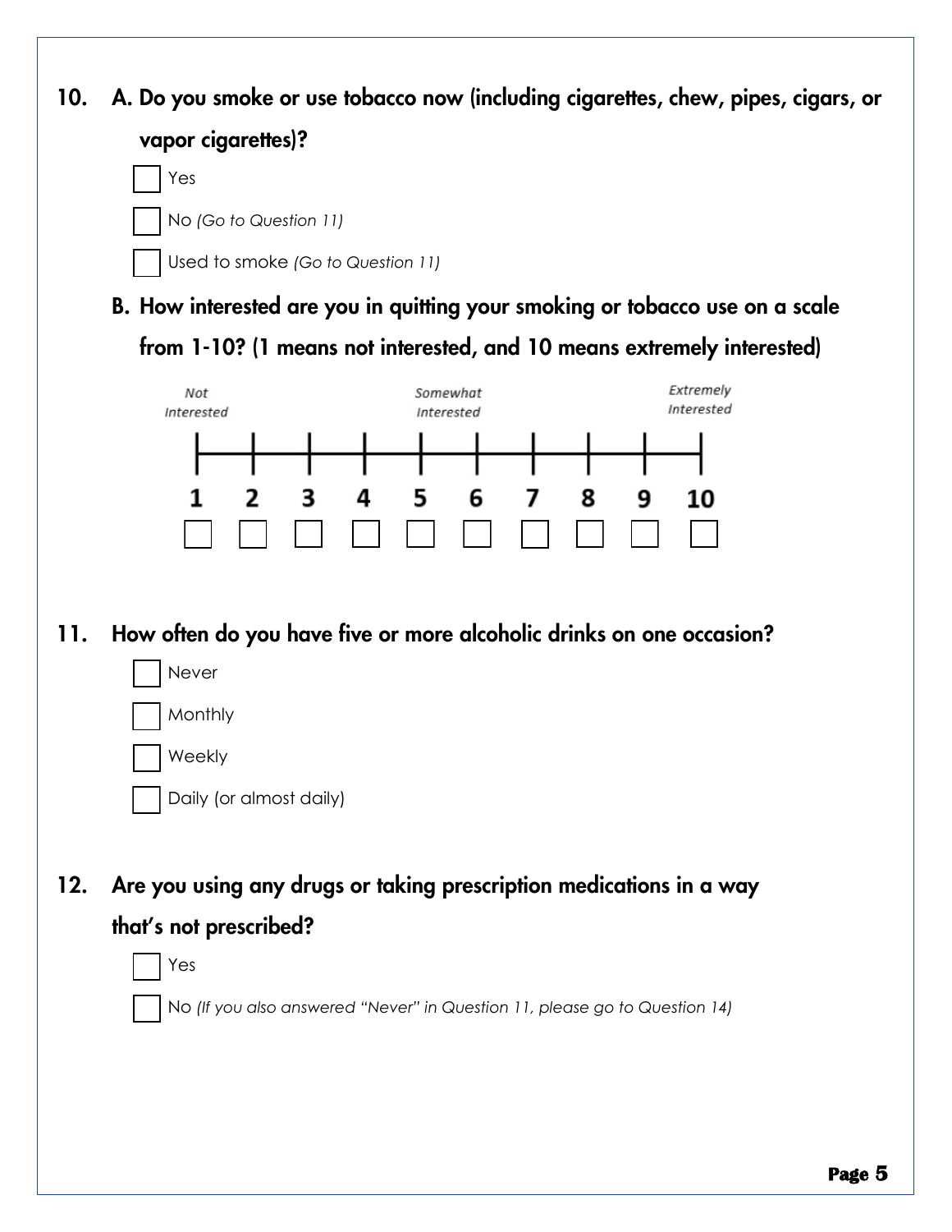**10. A. Do you smoke or use tobacco now (including cigarettes, chew, pipes, cigars, or vapor cigarettes)?**

- ☐ Yes
- ☐ No *(Go to Question 11)*
- ☐ Used to smoke *(Go to Question 11)*

**B. How interested are you in quitting your smoking or tobacco use on a scale from 1-10? (1 means not interested, and 10 means extremely interested)**

| *Not Interested* | | | | *Somewhat Interested* | | | | | *Extremely Interested* |
|---|---|---|---|---|---|---|---|---|---|
| 1 | 2 | 3 | 4 | 5 | 6 | 7 | 8 | 9 | 10 |
| ☐ | ☐ | ☐ | ☐ | ☐ | ☐ | ☐ | ☐ | ☐ | ☐ |

**11. How often do you have five or more alcoholic drinks on one occasion?**

- ☐ Never
- ☐ Monthly
- ☐ Weekly
- ☐ Daily (or almost daily)

**12. Are you using any drugs or taking prescription medications in a way that's not prescribed?**

- ☐ Yes
- ☐ No *(If you also answered "Never" in Question 11, please go to Question 14)*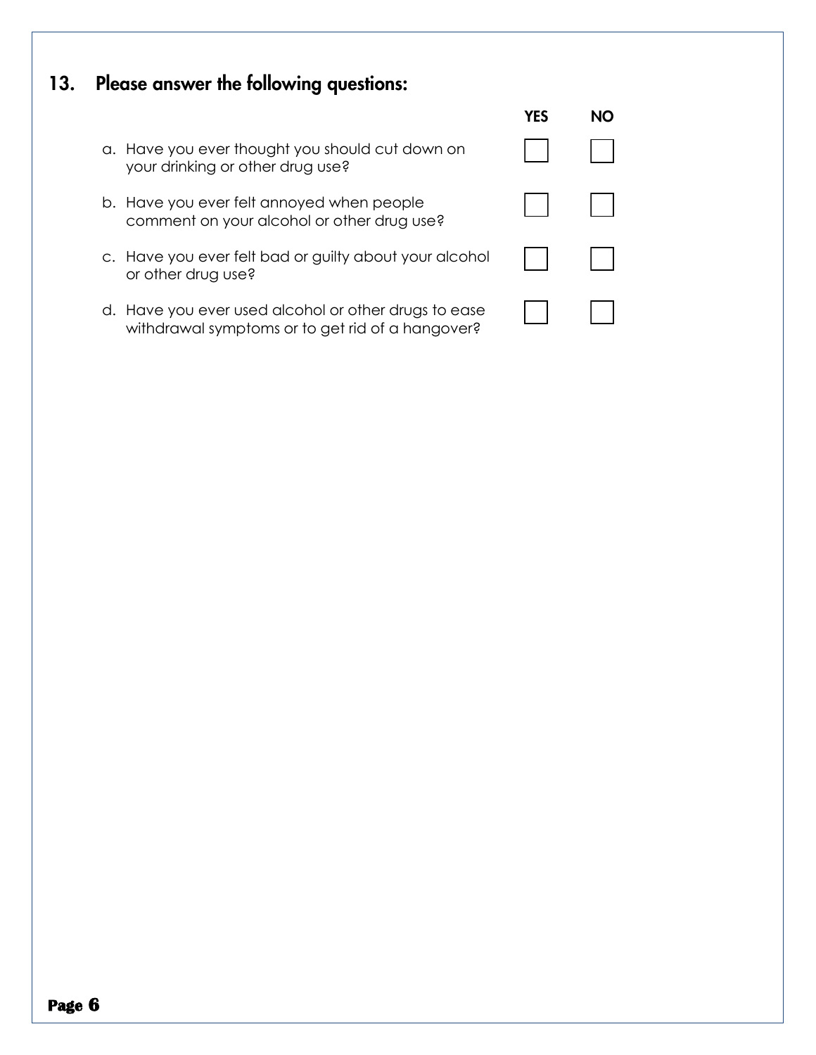## 13. Please answer the following questions:

| | YES | NO |
|---|---|---|
| a. Have you ever thought you should cut down on your drinking or other drug use? | ☐ | ☐ |
| b. Have you ever felt annoyed when people comment on your alcohol or other drug use? | ☐ | ☐ |
| c. Have you ever felt bad or guilty about your alcohol or other drug use? | ☐ | ☐ |
| d. Have you ever used alcohol or other drugs to ease withdrawal symptoms or to get rid of a hangover? | ☐ | ☐ |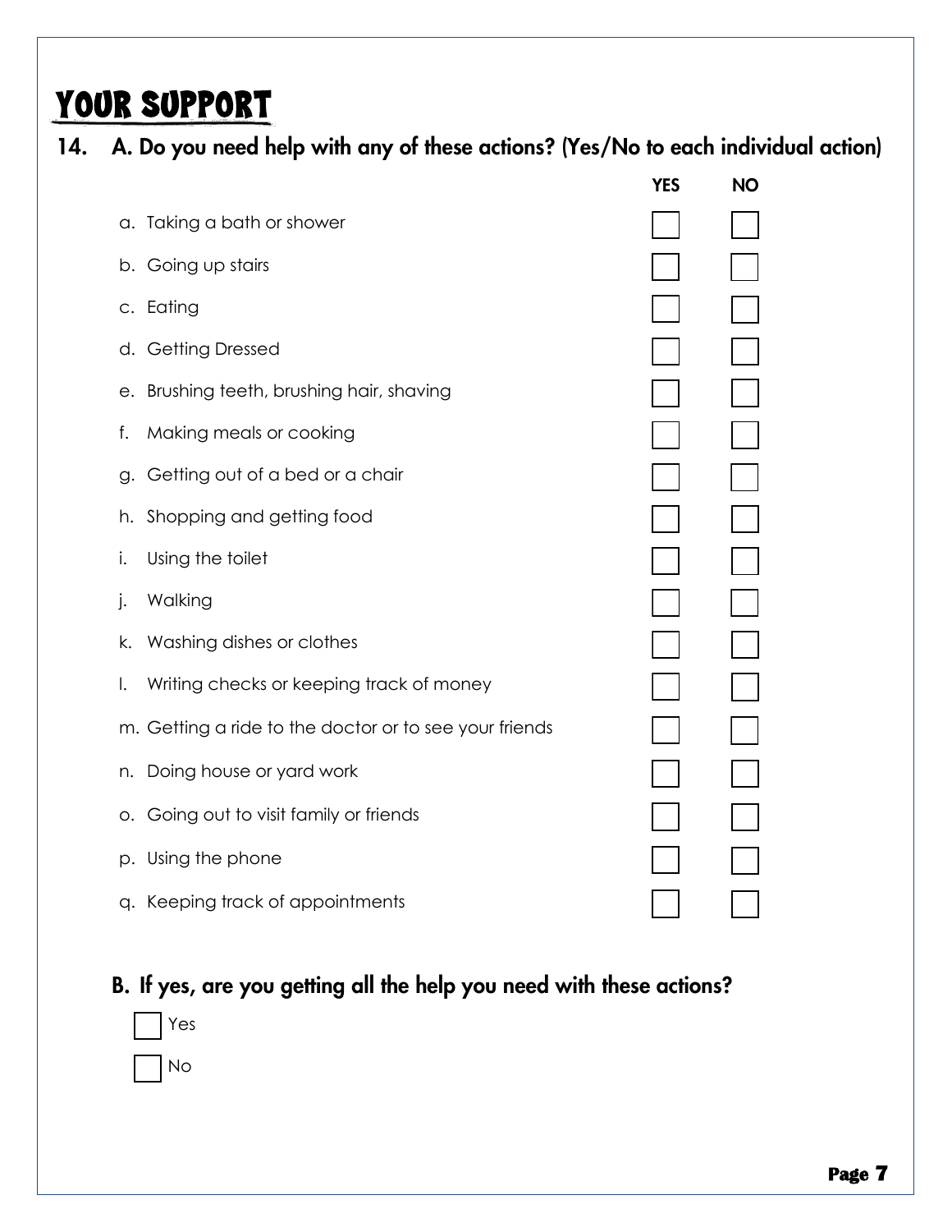# YOUR SUPPORT

**14. A. Do you need help with any of these actions? (Yes/No to each individual action)**

| | YES | NO |
|---|---|---|
| a. Taking a bath or shower | ☐ | ☐ |
| b. Going up stairs | ☐ | ☐ |
| c. Eating | ☐ | ☐ |
| d. Getting Dressed | ☐ | ☐ |
| e. Brushing teeth, brushing hair, shaving | ☐ | ☐ |
| f. Making meals or cooking | ☐ | ☐ |
| g. Getting out of a bed or a chair | ☐ | ☐ |
| h. Shopping and getting food | ☐ | ☐ |
| i. Using the toilet | ☐ | ☐ |
| j. Walking | ☐ | ☐ |
| k. Washing dishes or clothes | ☐ | ☐ |
| l. Writing checks or keeping track of money | ☐ | ☐ |
| m. Getting a ride to the doctor or to see your friends | ☐ | ☐ |
| n. Doing house or yard work | ☐ | ☐ |
| o. Going out to visit family or friends | ☐ | ☐ |
| p. Using the phone | ☐ | ☐ |
| q. Keeping track of appointments | ☐ | ☐ |

**B. If yes, are you getting all the help you need with these actions?**

☐ Yes

☐ No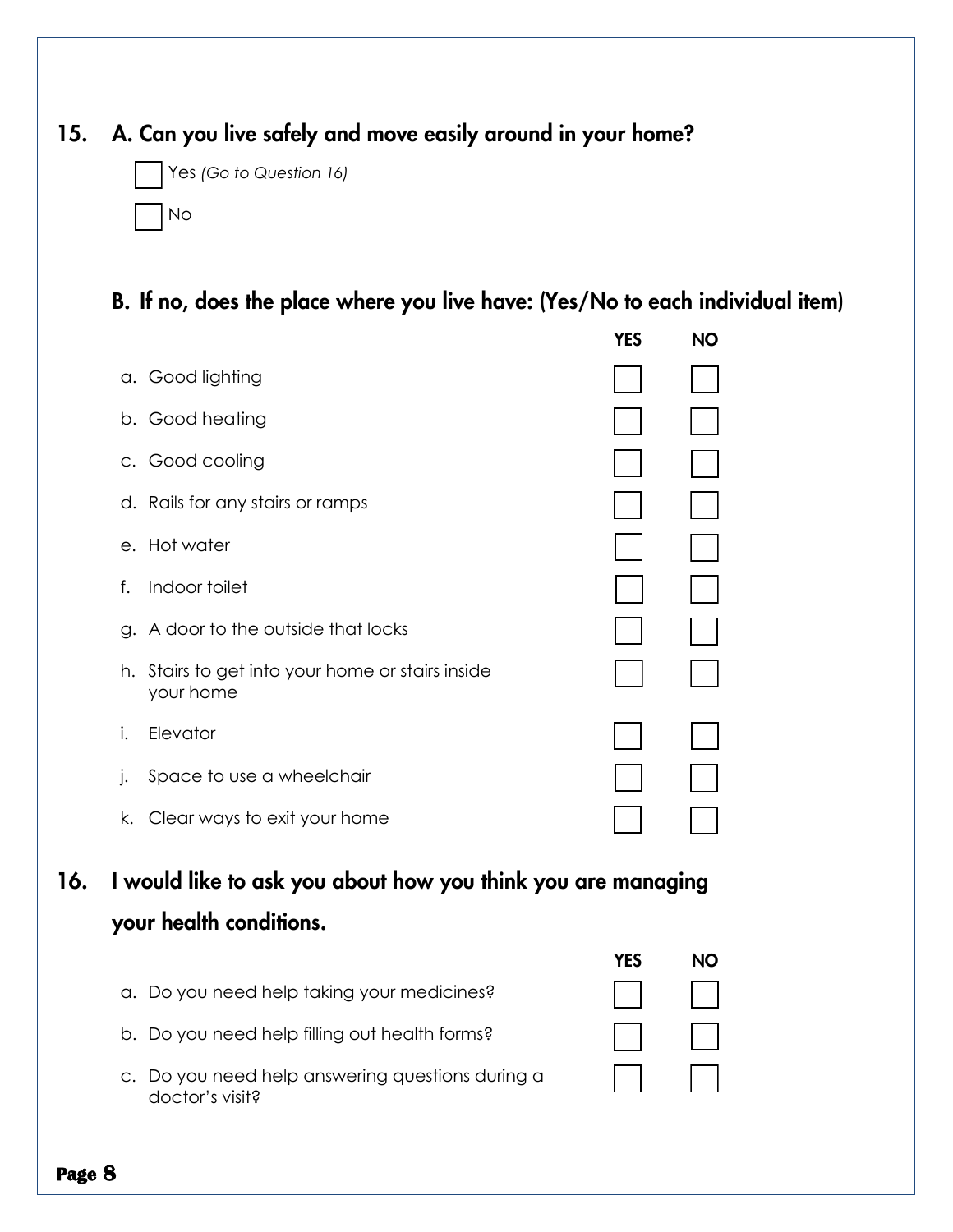## 15. A. Can you live safely and move easily around in your home?

☐ Yes *(Go to Question 16)*

☐ No

### B. If no, does the place where you live have: (Yes/No to each individual item)

| | YES | NO |
|---|---|---|
| a. Good lighting | ☐ | ☐ |
| b. Good heating | ☐ | ☐ |
| c. Good cooling | ☐ | ☐ |
| d. Rails for any stairs or ramps | ☐ | ☐ |
| e. Hot water | ☐ | ☐ |
| f. Indoor toilet | ☐ | ☐ |
| g. A door to the outside that locks | ☐ | ☐ |
| h. Stairs to get into your home or stairs inside your home | ☐ | ☐ |
| i. Elevator | ☐ | ☐ |
| j. Space to use a wheelchair | ☐ | ☐ |
| k. Clear ways to exit your home | ☐ | ☐ |

## 16. I would like to ask you about how you think you are managing your health conditions.

| | YES | NO |
|---|---|---|
| a. Do you need help taking your medicines? | ☐ | ☐ |
| b. Do you need help filling out health forms? | ☐ | ☐ |
| c. Do you need help answering questions during a doctor's visit? | ☐ | ☐ |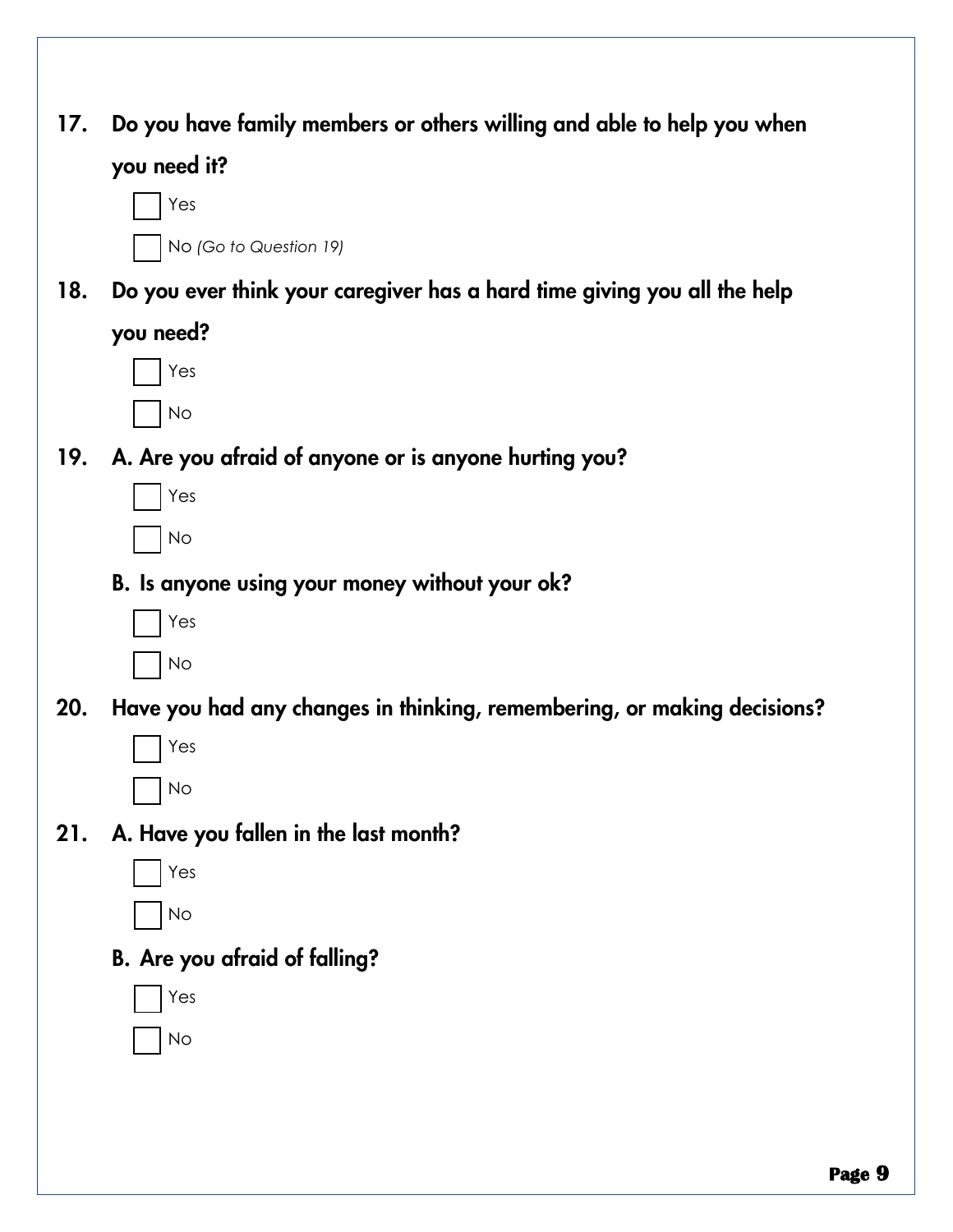**17. Do you have family members or others willing and able to help you when you need it?**

- ☐ Yes
- ☐ No *(Go to Question 19)*

**18. Do you ever think your caregiver has a hard time giving you all the help you need?**

- ☐ Yes
- ☐ No

**19. A. Are you afraid of anyone or is anyone hurting you?**

- ☐ Yes
- ☐ No

**B. Is anyone using your money without your ok?**

- ☐ Yes
- ☐ No

**20. Have you had any changes in thinking, remembering, or making decisions?**

- ☐ Yes
- ☐ No

**21. A. Have you fallen in the last month?**

- ☐ Yes
- ☐ No

**B. Are you afraid of falling?**

- ☐ Yes
- ☐ No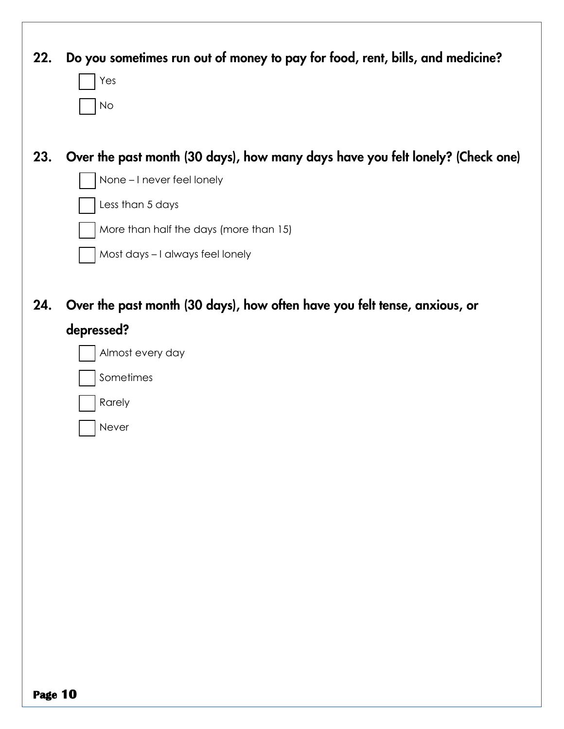**22. Do you sometimes run out of money to pay for food, rent, bills, and medicine?**

- [ ] Yes
- [ ] No

**23. Over the past month (30 days), how many days have you felt lonely? (Check one)**

- [ ] None – I never feel lonely
- [ ] Less than 5 days
- [ ] More than half the days (more than 15)
- [ ] Most days – I always feel lonely

**24. Over the past month (30 days), how often have you felt tense, anxious, or depressed?**

- [ ] Almost every day
- [ ] Sometimes
- [ ] Rarely
- [ ] Never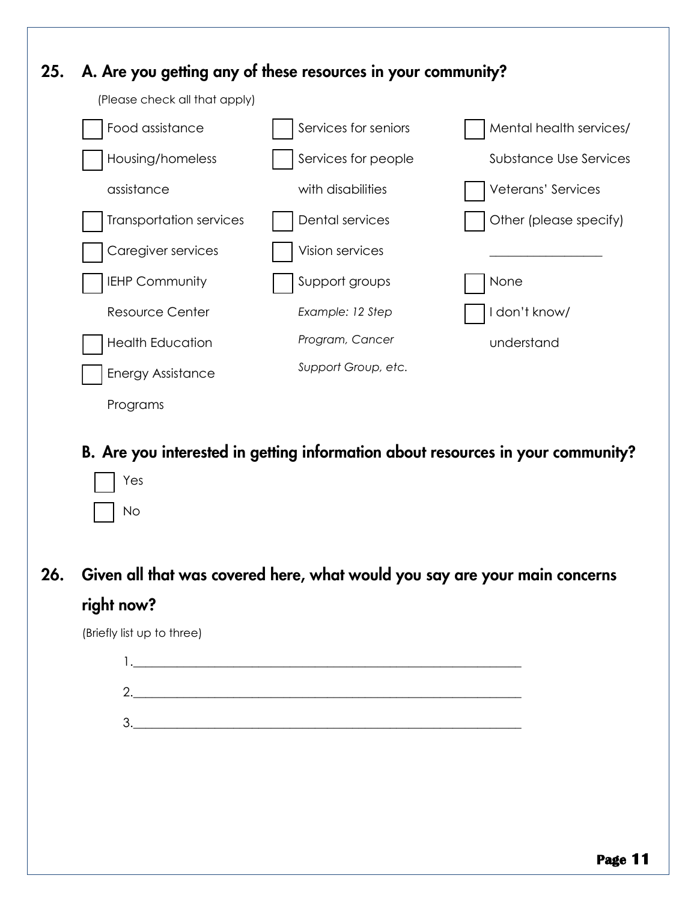## 25. A. Are you getting any of these resources in your community?

(Please check all that apply)

- ☐ Food assistance
- ☐ Housing/homeless assistance
- ☐ Transportation services
- ☐ Caregiver services
- ☐ IEHP Community Resource Center
- ☐ Health Education
- ☐ Energy Assistance Programs
- ☐ Services for seniors
- ☐ Services for people with disabilities
- ☐ Dental services
- ☐ Vision services
- ☐ Support groups *Example: 12 Step Program, Cancer Support Group, etc.*
- ☐ Mental health services/ Substance Use Services
- ☐ Veterans' Services
- ☐ Other (please specify) ________________
- ☐ None
- ☐ I don't know/ understand

### B. Are you interested in getting information about resources in your community?

- ☐ Yes
- ☐ No

## 26. Given all that was covered here, what would you say are your main concerns right now?

(Briefly list up to three)

1.____________________________________________________________

2.____________________________________________________________

3.____________________________________________________________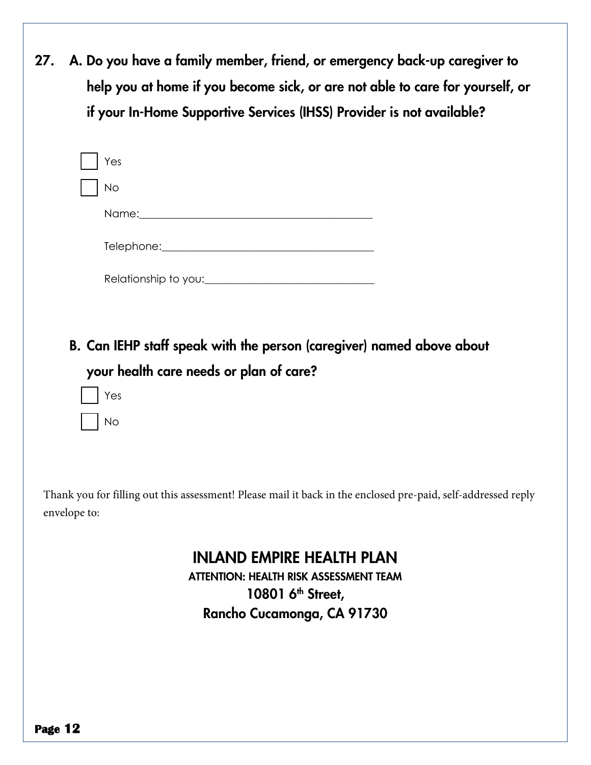**27. A. Do you have a family member, friend, or emergency back-up caregiver to help you at home if you become sick, or are not able to care for yourself, or if your In-Home Supportive Services (IHSS) Provider is not available?**

- ☐ Yes
- ☐ No

Name:___________________________________________

Telephone:_______________________________________

Relationship to you:_______________________________

**B. Can IEHP staff speak with the person (caregiver) named above about your health care needs or plan of care?**

- ☐ Yes
- ☐ No

Thank you for filling out this assessment! Please mail it back in the enclosed pre-paid, self-addressed reply envelope to:

**INLAND EMPIRE HEALTH PLAN**
**ATTENTION: HEALTH RISK ASSESSMENT TEAM**
**10801 6th Street,**
**Rancho Cucamonga, CA 91730**